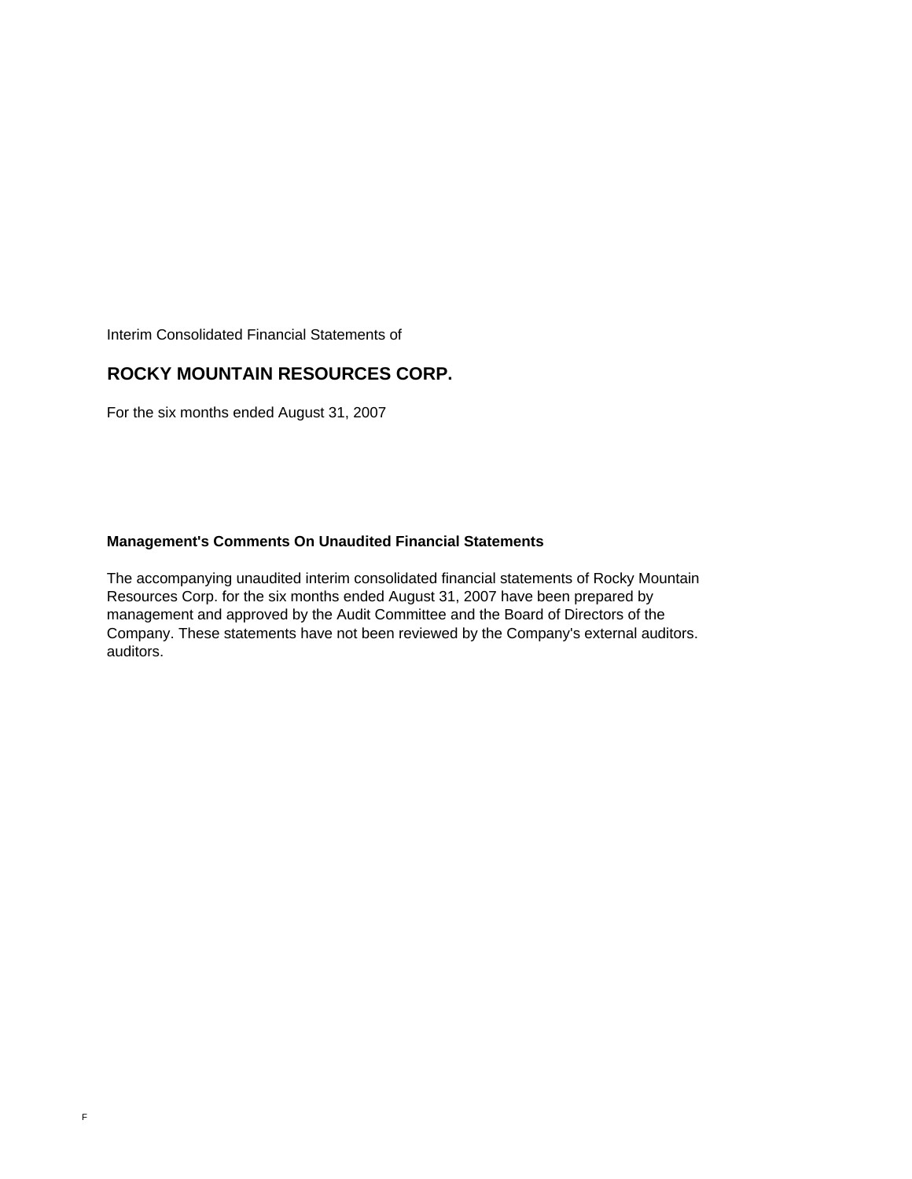Interim Consolidated Financial Statements of

# ROCKY MOUNTAIN RESOURCES CORP.

For the six months ended August 31, 2007

**Management's Comments On Unaudited Financial Statements**

The accompanying unaudited interim consolidated financial statements of Rocky Mountain Resources Corp. for the six months ended August 31, 2007 have been prepared by management and approved by the Audit Committee and the Board of Directors of the Company. These statements have not been reviewed by the Company's external auditors. auditors.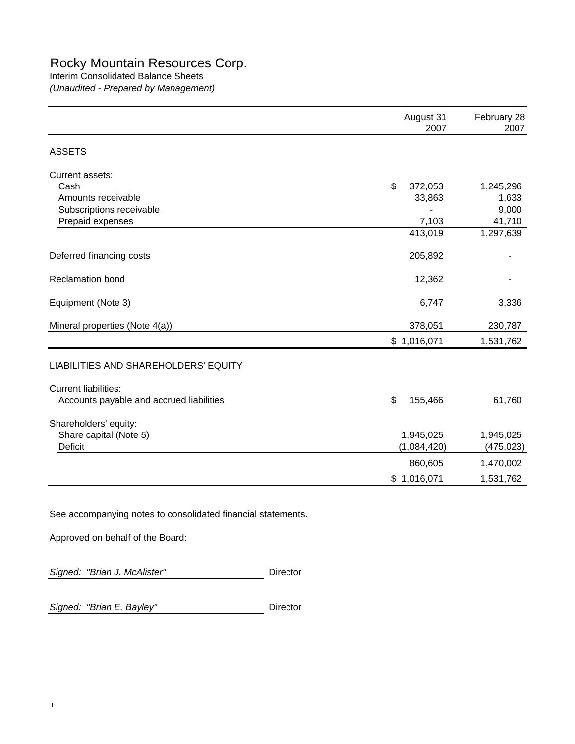# Rocky Mountain Resources Corp.

Interim Consolidated Balance Sheets

*(Unaudited - Prepared by Management)*

| | August 31 2007 | February 28 2007 |
|---|---|---|
| ASSETS | | |
| Current assets: | | |
| Cash | $ 372,053 | 1,245,296 |
| Amounts receivable | 33,863 | 1,633 |
| Subscriptions receivable | - | 9,000 |
| Prepaid expenses | 7,103 | 41,710 |
| | 413,019 | 1,297,639 |
| Deferred financing costs | 205,892 | - |
| Reclamation bond | 12,362 | - |
| Equipment (Note 3) | 6,747 | 3,336 |
| Mineral properties (Note 4(a)) | 378,051 | 230,787 |
| | $ 1,016,071 | 1,531,762 |
| LIABILITIES AND SHAREHOLDERS' EQUITY | | |
| Current liabilities: | | |
| Accounts payable and accrued liabilities | $ 155,466 | 61,760 |
| Shareholders' equity: | | |
| Share capital (Note 5) | 1,945,025 | 1,945,025 |
| Deficit | (1,084,420) | (475,023) |
| | 860,605 | 1,470,002 |
| | $ 1,016,071 | 1,531,762 |

See accompanying notes to consolidated financial statements.

Approved on behalf of the Board:

*Signed: "Brian J. McAlister"* Director

*Signed: "Brian E. Bayley"* Director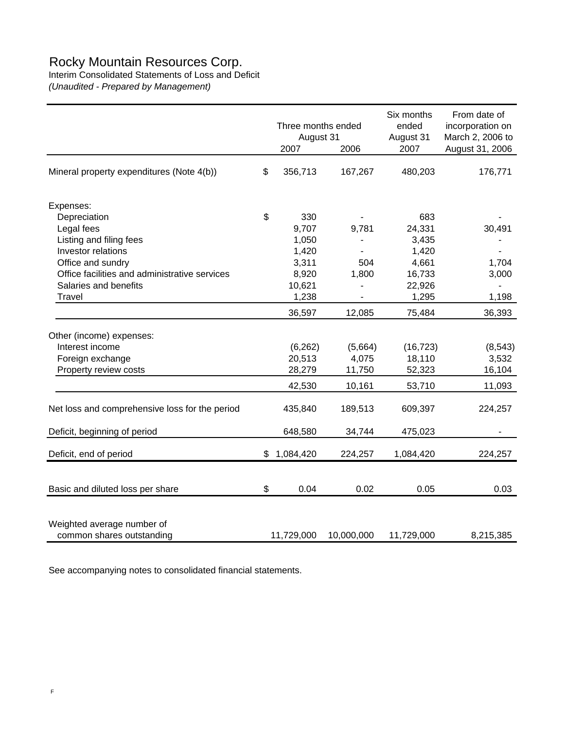# Rocky Mountain Resources Corp.

Interim Consolidated Statements of Loss and Deficit

*(Unaudited - Prepared by Management)*

| | Three months ended August 31 2007 | Three months ended August 31 2006 | Six months ended August 31 2007 | From date of incorporation on March 2, 2006 to August 31, 2006 |
|---|---|---|---|---|
| Mineral property expenditures (Note 4(b)) | $ 356,713 | 167,267 | 480,203 | 176,771 |
| Expenses: | | | | |
| Depreciation | $ 330 | - | 683 | - |
| Legal fees | 9,707 | 9,781 | 24,331 | 30,491 |
| Listing and filing fees | 1,050 | - | 3,435 | - |
| Investor relations | 1,420 | - | 1,420 | - |
| Office and sundry | 3,311 | 504 | 4,661 | 1,704 |
| Office facilities and administrative services | 8,920 | 1,800 | 16,733 | 3,000 |
| Salaries and benefits | 10,621 | - | 22,926 | - |
| Travel | 1,238 | - | 1,295 | 1,198 |
| | 36,597 | 12,085 | 75,484 | 36,393 |
| Other (income) expenses: | | | | |
| Interest income | (6,262) | (5,664) | (16,723) | (8,543) |
| Foreign exchange | 20,513 | 4,075 | 18,110 | 3,532 |
| Property review costs | 28,279 | 11,750 | 52,323 | 16,104 |
| | 42,530 | 10,161 | 53,710 | 11,093 |
| Net loss and comprehensive loss for the period | 435,840 | 189,513 | 609,397 | 224,257 |
| Deficit, beginning of period | 648,580 | 34,744 | 475,023 | - |
| Deficit, end of period | $ 1,084,420 | 224,257 | 1,084,420 | 224,257 |
| Basic and diluted loss per share | $ 0.04 | 0.02 | 0.05 | 0.03 |
| Weighted average number of common shares outstanding | 11,729,000 | 10,000,000 | 11,729,000 | 8,215,385 |

See accompanying notes to consolidated financial statements.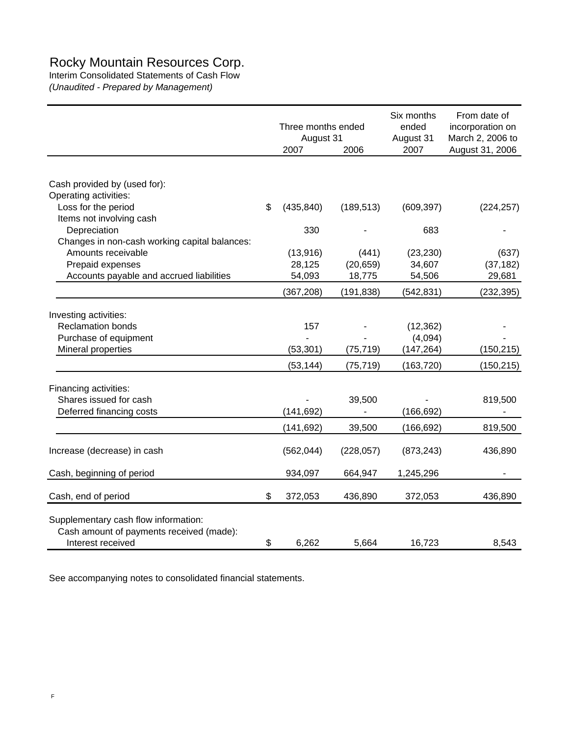# Rocky Mountain Resources Corp.

Interim Consolidated Statements of Cash Flow

*(Unaudited - Prepared by Management)*

| | Three months ended August 31 2007 | Three months ended August 31 2006 | Six months ended August 31 2007 | From date of incorporation on March 2, 2006 to August 31, 2006 |
|---|---|---|---|---|
| Cash provided by (used for): | | | | |
| Operating activities: | | | | |
| Loss for the period | $ (435,840) | (189,513) | (609,397) | (224,257) |
| Items not involving cash | | | | |
| Depreciation | 330 | - | 683 | - |
| Changes in non-cash working capital balances: | | | | |
| Amounts receivable | (13,916) | (441) | (23,230) | (637) |
| Prepaid expenses | 28,125 | (20,659) | 34,607 | (37,182) |
| Accounts payable and accrued liabilities | 54,093 | 18,775 | 54,506 | 29,681 |
| | (367,208) | (191,838) | (542,831) | (232,395) |
| Investing activities: | | | | |
| Reclamation bonds | 157 | - | (12,362) | - |
| Purchase of equipment | - | - | (4,094) | - |
| Mineral properties | (53,301) | (75,719) | (147,264) | (150,215) |
| | (53,144) | (75,719) | (163,720) | (150,215) |
| Financing activities: | | | | |
| Shares issued for cash | - | 39,500 | - | 819,500 |
| Deferred financing costs | (141,692) | - | (166,692) | - |
| | (141,692) | 39,500 | (166,692) | 819,500 |
| Increase (decrease) in cash | (562,044) | (228,057) | (873,243) | 436,890 |
| Cash, beginning of period | 934,097 | 664,947 | 1,245,296 | - |
| Cash, end of period | $ 372,053 | 436,890 | 372,053 | 436,890 |
| Supplementary cash flow information: | | | | |
| Cash amount of payments received (made): | | | | |
| Interest received | $ 6,262 | 5,664 | 16,723 | 8,543 |

See accompanying notes to consolidated financial statements.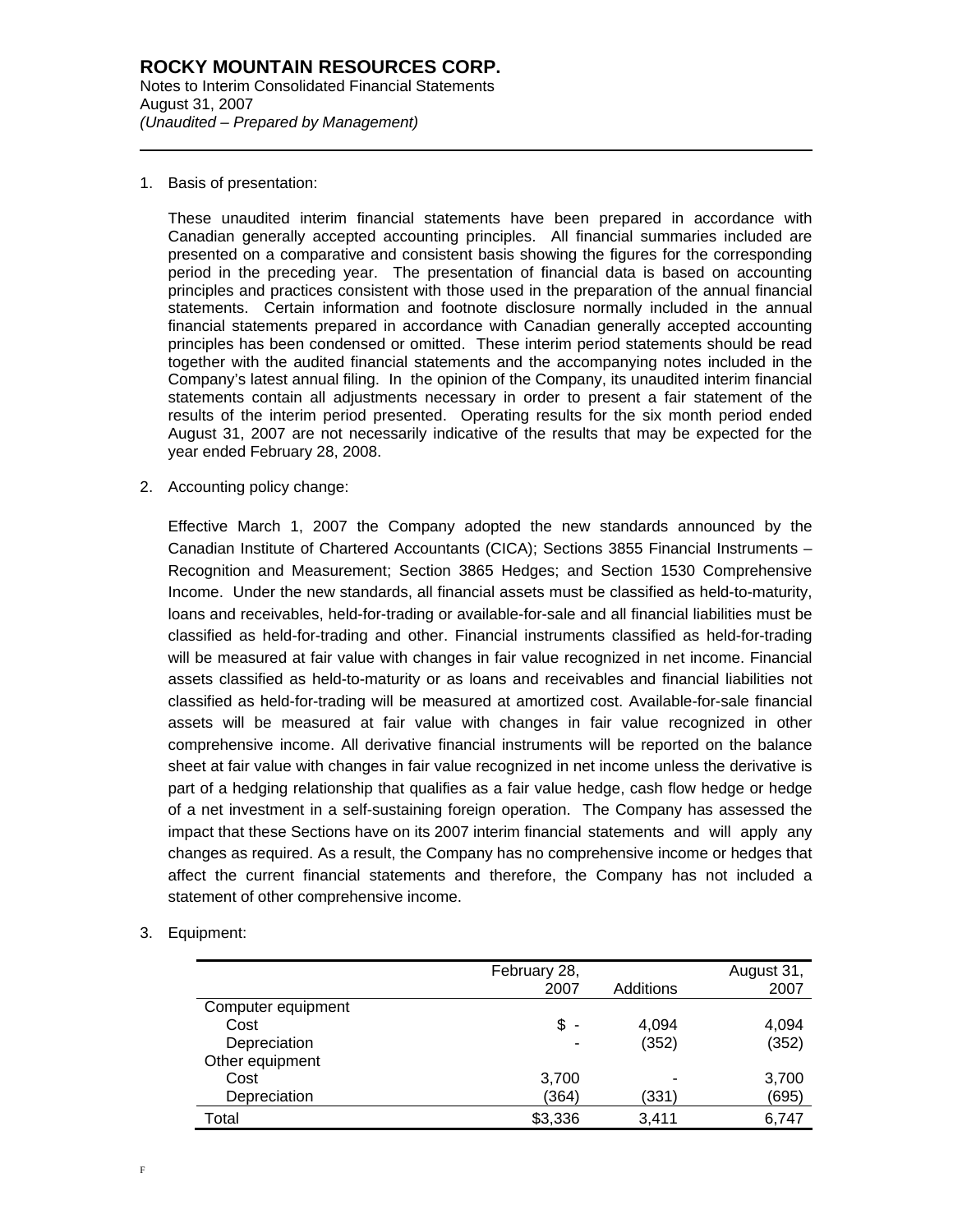**ROCKY MOUNTAIN RESOURCES CORP.**
Notes to Interim Consolidated Financial Statements
August 31, 2007
*(Unaudited – Prepared by Management)*

1. Basis of presentation:

   These unaudited interim financial statements have been prepared in accordance with Canadian generally accepted accounting principles. All financial summaries included are presented on a comparative and consistent basis showing the figures for the corresponding period in the preceding year. The presentation of financial data is based on accounting principles and practices consistent with those used in the preparation of the annual financial statements. Certain information and footnote disclosure normally included in the annual financial statements prepared in accordance with Canadian generally accepted accounting principles has been condensed or omitted. These interim period statements should be read together with the audited financial statements and the accompanying notes included in the Company's latest annual filing. In the opinion of the Company, its unaudited interim financial statements contain all adjustments necessary in order to present a fair statement of the results of the interim period presented. Operating results for the six month period ended August 31, 2007 are not necessarily indicative of the results that may be expected for the year ended February 28, 2008.

2. Accounting policy change:

   Effective March 1, 2007 the Company adopted the new standards announced by the Canadian Institute of Chartered Accountants (CICA); Sections 3855 Financial Instruments – Recognition and Measurement; Section 3865 Hedges; and Section 1530 Comprehensive Income. Under the new standards, all financial assets must be classified as held-to-maturity, loans and receivables, held-for-trading or available-for-sale and all financial liabilities must be classified as held-for-trading and other. Financial instruments classified as held-for-trading will be measured at fair value with changes in fair value recognized in net income. Financial assets classified as held-to-maturity or as loans and receivables and financial liabilities not classified as held-for-trading will be measured at amortized cost. Available-for-sale financial assets will be measured at fair value with changes in fair value recognized in other comprehensive income. All derivative financial instruments will be reported on the balance sheet at fair value with changes in fair value recognized in net income unless the derivative is part of a hedging relationship that qualifies as a fair value hedge, cash flow hedge or hedge of a net investment in a self-sustaining foreign operation. The Company has assessed the impact that these Sections have on its 2007 interim financial statements and will apply any changes as required. As a result, the Company has no comprehensive income or hedges that affect the current financial statements and therefore, the Company has not included a statement of other comprehensive income.

3. Equipment:

| | February 28, 2007 | Additions | August 31, 2007 |
|---|---|---|---|
| Computer equipment | | | |
| Cost | $ - | 4,094 | 4,094 |
| Depreciation | - | (352) | (352) |
| Other equipment | | | |
| Cost | 3,700 | - | 3,700 |
| Depreciation | (364) | (331) | (695) |
| Total | $3,336 | 3,411 | 6,747 |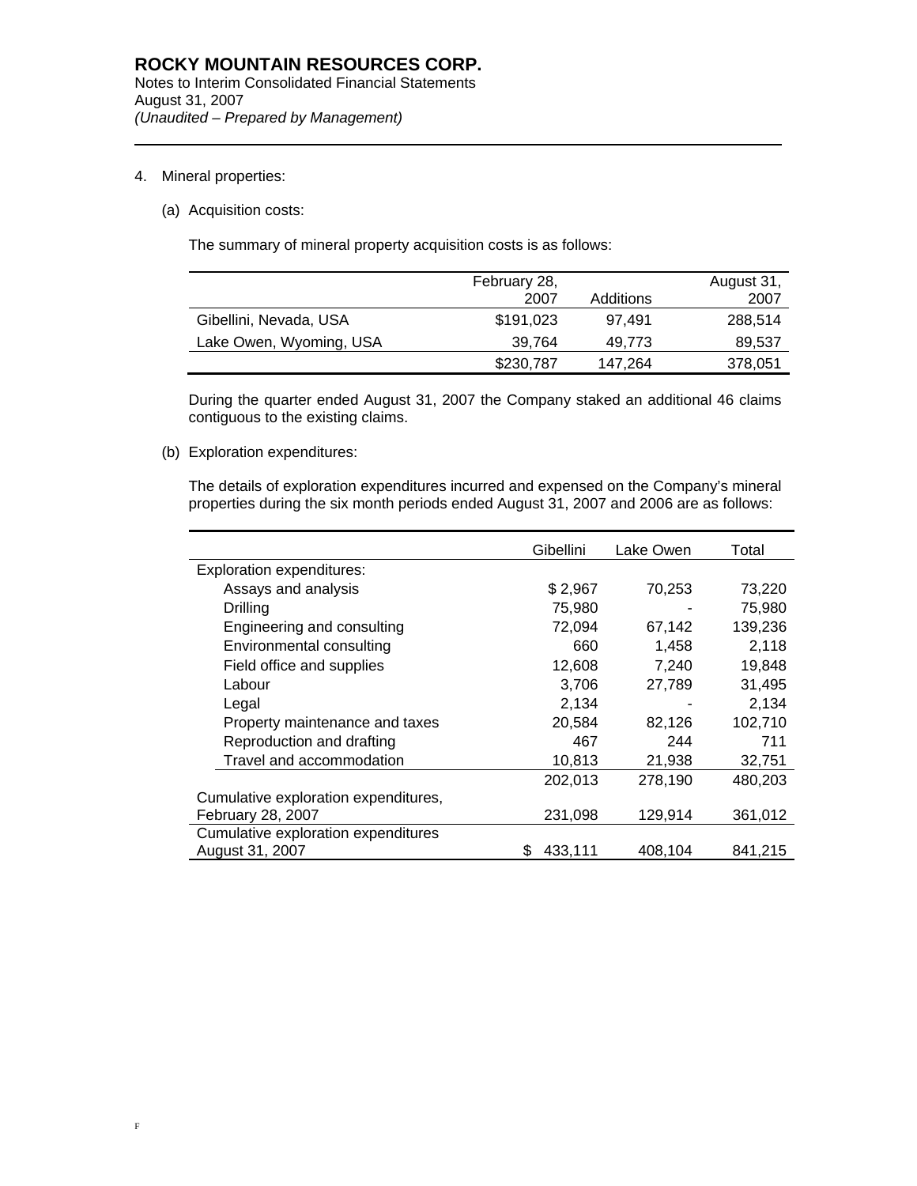**ROCKY MOUNTAIN RESOURCES CORP.**
Notes to Interim Consolidated Financial Statements
August 31, 2007
*(Unaudited – Prepared by Management)*

4. Mineral properties:

   (a) Acquisition costs:

   The summary of mineral property acquisition costs is as follows:

| | February 28, 2007 | Additions | August 31, 2007 |
|---|---|---|---|
| Gibellini, Nevada, USA | $191,023 | 97,491 | 288,514 |
| Lake Owen, Wyoming, USA | 39,764 | 49,773 | 89,537 |
| | $230,787 | 147,264 | 378,051 |

   During the quarter ended August 31, 2007 the Company staked an additional 46 claims contiguous to the existing claims.

   (b) Exploration expenditures:

   The details of exploration expenditures incurred and expensed on the Company's mineral properties during the six month periods ended August 31, 2007 and 2006 are as follows:

| | Gibellini | Lake Owen | Total |
|---|---|---|---|
| Exploration expenditures: | | | |
| Assays and analysis | $ 2,967 | 70,253 | 73,220 |
| Drilling | 75,980 | - | 75,980 |
| Engineering and consulting | 72,094 | 67,142 | 139,236 |
| Environmental consulting | 660 | 1,458 | 2,118 |
| Field office and supplies | 12,608 | 7,240 | 19,848 |
| Labour | 3,706 | 27,789 | 31,495 |
| Legal | 2,134 | - | 2,134 |
| Property maintenance and taxes | 20,584 | 82,126 | 102,710 |
| Reproduction and drafting | 467 | 244 | 711 |
| Travel and accommodation | 10,813 | 21,938 | 32,751 |
| | 202,013 | 278,190 | 480,203 |
| Cumulative exploration expenditures, February 28, 2007 | 231,098 | 129,914 | 361,012 |
| Cumulative exploration expenditures August 31, 2007 | $ 433,111 | 408,104 | 841,215 |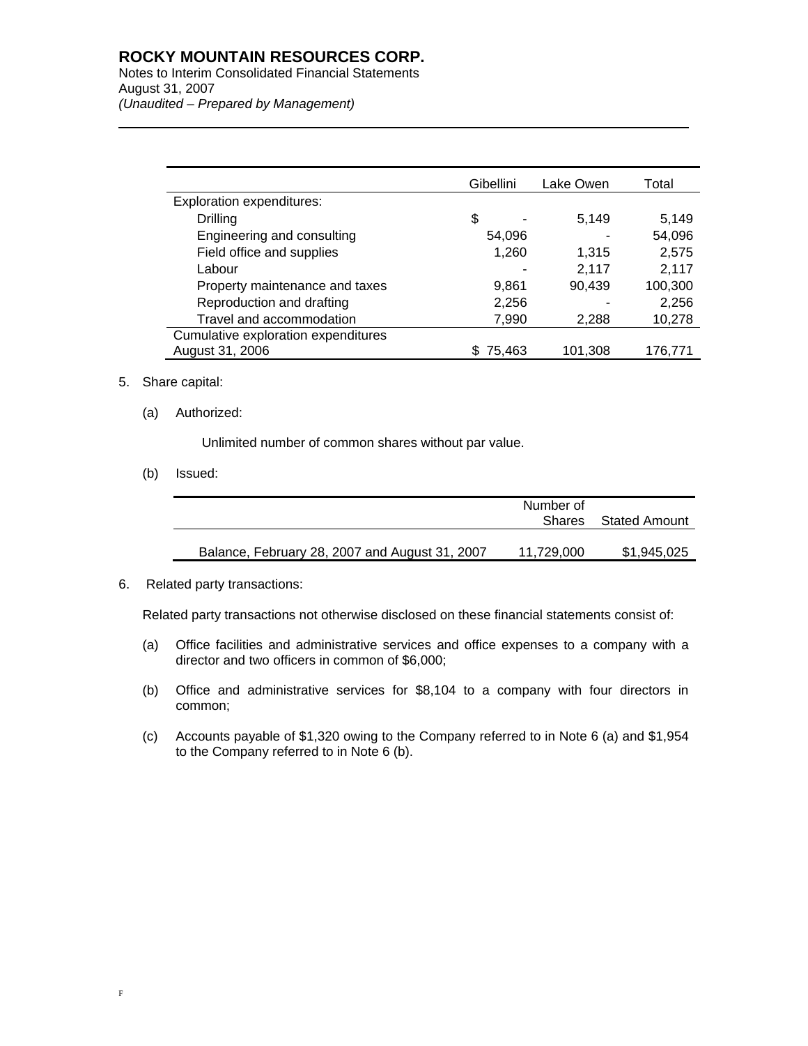| | Gibellini | Lake Owen | Total |
|---|---|---|---|
| Exploration expenditures: | | | |
| Drilling | $ - | 5,149 | 5,149 |
| Engineering and consulting | 54,096 | - | 54,096 |
| Field office and supplies | 1,260 | 1,315 | 2,575 |
| Labour | - | 2,117 | 2,117 |
| Property maintenance and taxes | 9,861 | 90,439 | 100,300 |
| Reproduction and drafting | 2,256 | - | 2,256 |
| Travel and accommodation | 7,990 | 2,288 | 10,278 |
| Cumulative exploration expenditures August 31, 2006 | $ 75,463 | 101,308 | 176,771 |

5. Share capital:

   (a) Authorized:

   Unlimited number of common shares without par value.

   (b) Issued:

| | Number of Shares | Stated Amount |
|---|---|---|
| Balance, February 28, 2007 and August 31, 2007 | 11,729,000 | $1,945,025 |

6. Related party transactions:

   Related party transactions not otherwise disclosed on these financial statements consist of:

   (a) Office facilities and administrative services and office expenses to a company with a director and two officers in common of $6,000;

   (b) Office and administrative services for $8,104 to a company with four directors in common;

   (c) Accounts payable of $1,320 owing to the Company referred to in Note 6 (a) and $1,954 to the Company referred to in Note 6 (b).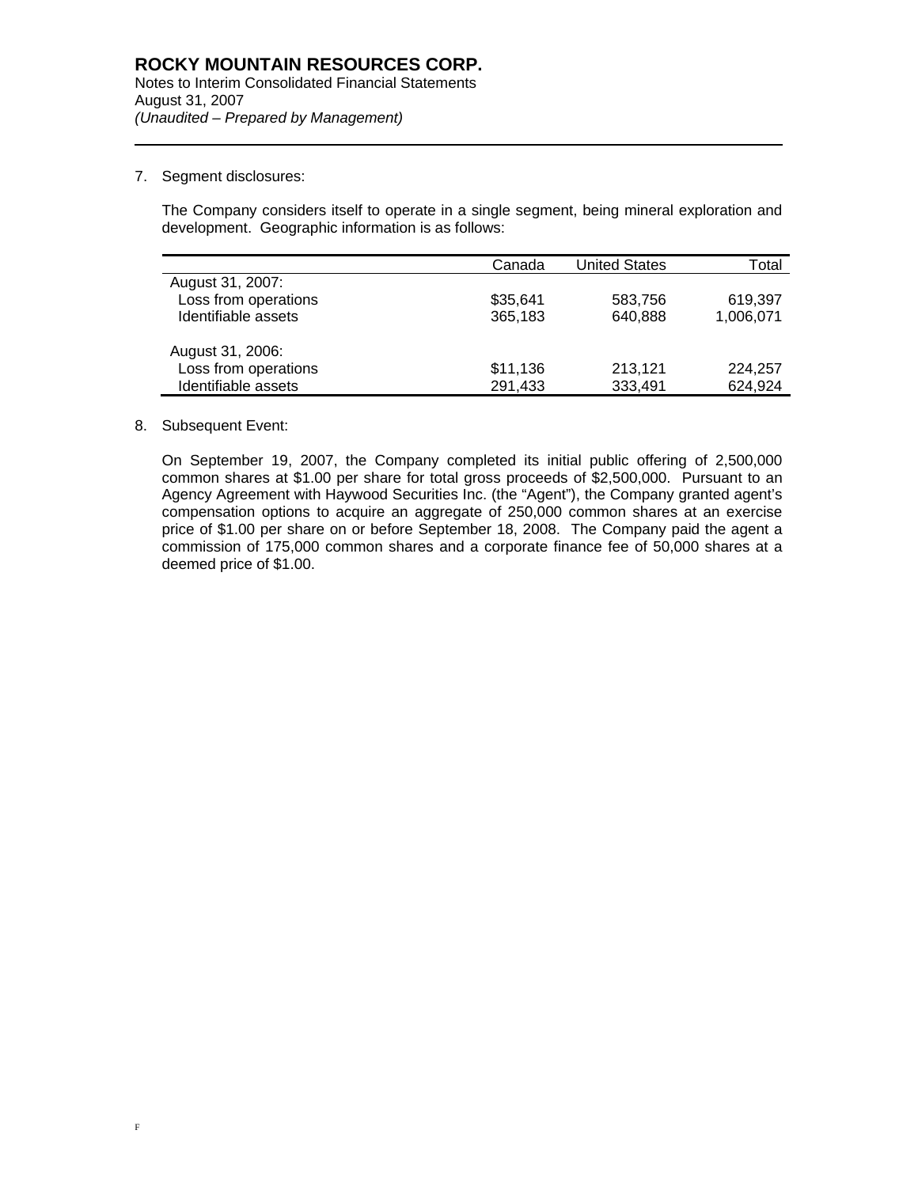**ROCKY MOUNTAIN RESOURCES CORP.**
Notes to Interim Consolidated Financial Statements
August 31, 2007
*(Unaudited – Prepared by Management)*

7. Segment disclosures:

   The Company considers itself to operate in a single segment, being mineral exploration and development. Geographic information is as follows:

| | Canada | United States | Total |
|---|---|---|---|
| August 31, 2007: | | | |
| Loss from operations | $35,641 | 583,756 | 619,397 |
| Identifiable assets | 365,183 | 640,888 | 1,006,071 |
| August 31, 2006: | | | |
| Loss from operations | $11,136 | 213,121 | 224,257 |
| Identifiable assets | 291,433 | 333,491 | 624,924 |

8. Subsequent Event:

   On September 19, 2007, the Company completed its initial public offering of 2,500,000 common shares at $1.00 per share for total gross proceeds of $2,500,000. Pursuant to an Agency Agreement with Haywood Securities Inc. (the "Agent"), the Company granted agent's compensation options to acquire an aggregate of 250,000 common shares at an exercise price of $1.00 per share on or before September 18, 2008. The Company paid the agent a commission of 175,000 common shares and a corporate finance fee of 50,000 shares at a deemed price of $1.00.